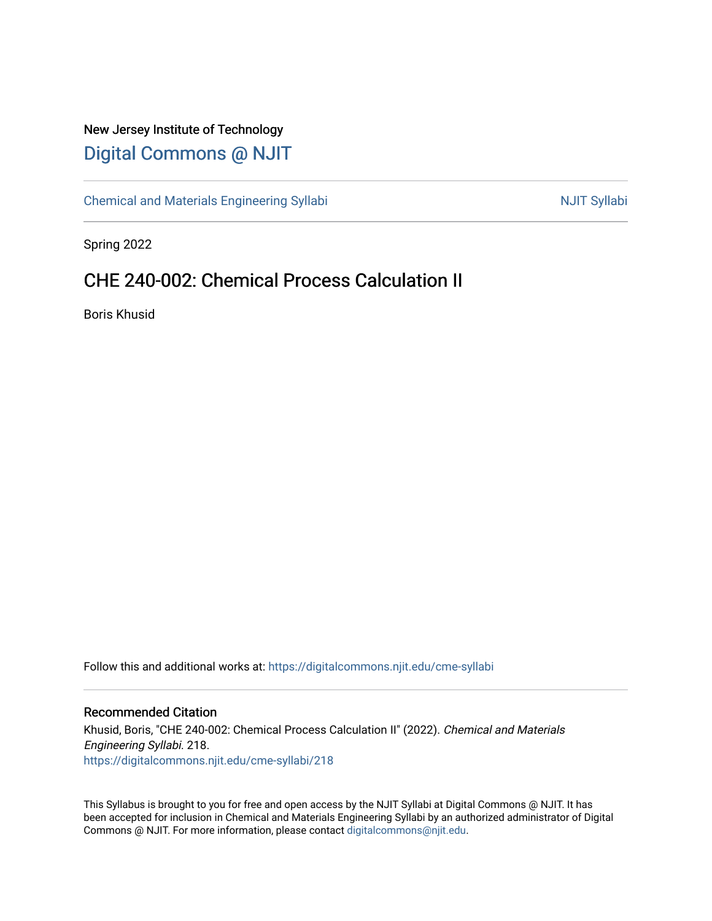New Jersey Institute of Technology

# Digital Commons @ NJIT

Chemical and Materials Engineering Syllabi | NJIT Syllabi

Spring 2022

## CHE 240-002: Chemical Process Calculation II

Boris Khusid

Follow this and additional works at: https://digitalcommons.njit.edu/cme-syllabi

### Recommended Citation

Khusid, Boris, "CHE 240-002: Chemical Process Calculation II" (2022). *Chemical and Materials Engineering Syllabi*. 218.
https://digitalcommons.njit.edu/cme-syllabi/218

This Syllabus is brought to you for free and open access by the NJIT Syllabi at Digital Commons @ NJIT. It has been accepted for inclusion in Chemical and Materials Engineering Syllabi by an authorized administrator of Digital Commons @ NJIT. For more information, please contact digitalcommons@njit.edu.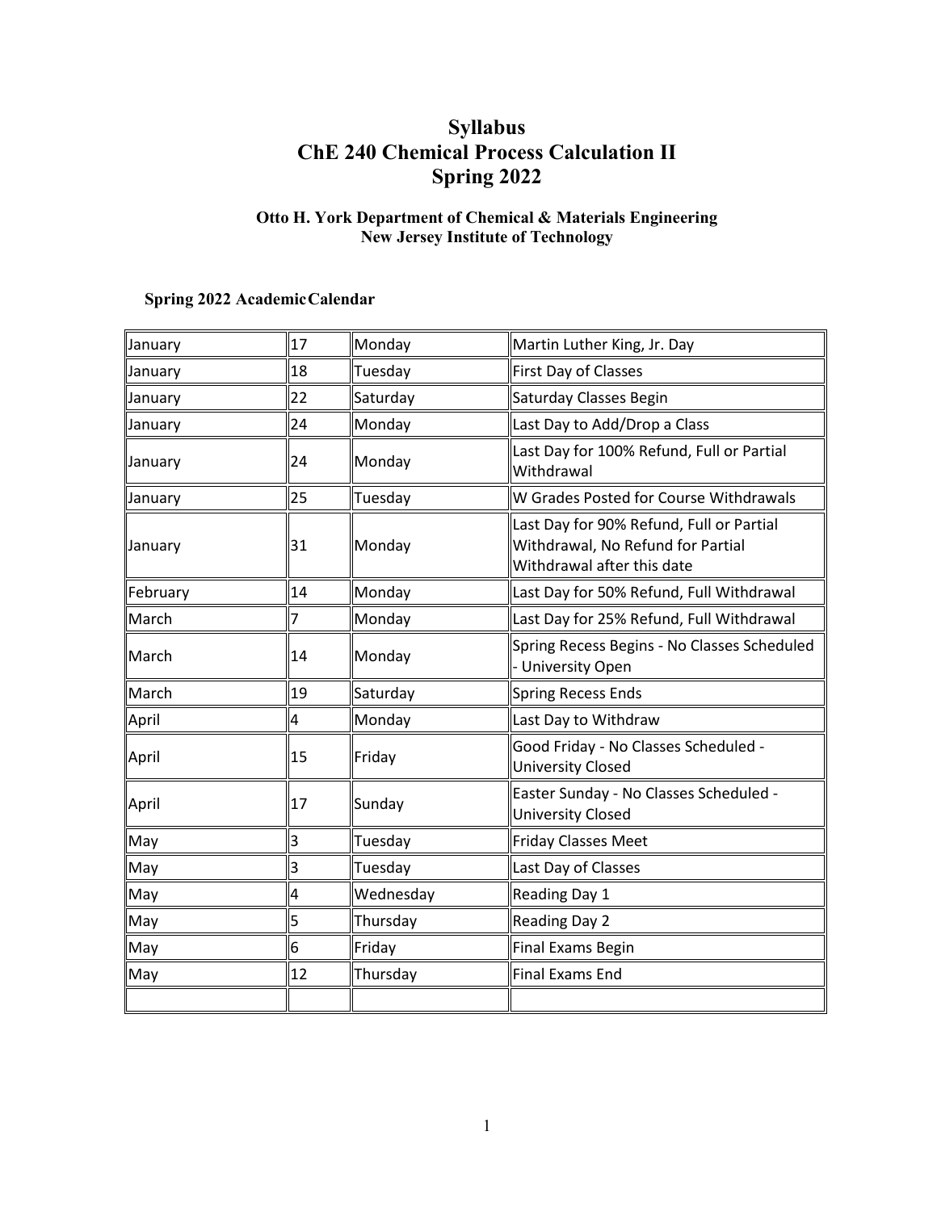# Syllabus
# ChE 240 Chemical Process Calculation II
# Spring 2022

### Otto H. York Department of Chemical & Materials Engineering
### New Jersey Institute of Technology

**Spring 2022 Academic Calendar**

| | | | |
|---|---|---|---|
| January | 17 | Monday | Martin Luther King, Jr. Day |
| January | 18 | Tuesday | First Day of Classes |
| January | 22 | Saturday | Saturday Classes Begin |
| January | 24 | Monday | Last Day to Add/Drop a Class |
| January | 24 | Monday | Last Day for 100% Refund, Full or Partial Withdrawal |
| January | 25 | Tuesday | W Grades Posted for Course Withdrawals |
| January | 31 | Monday | Last Day for 90% Refund, Full or Partial Withdrawal, No Refund for Partial Withdrawal after this date |
| February | 14 | Monday | Last Day for 50% Refund, Full Withdrawal |
| March | 7 | Monday | Last Day for 25% Refund, Full Withdrawal |
| March | 14 | Monday | Spring Recess Begins - No Classes Scheduled - University Open |
| March | 19 | Saturday | Spring Recess Ends |
| April | 4 | Monday | Last Day to Withdraw |
| April | 15 | Friday | Good Friday - No Classes Scheduled - University Closed |
| April | 17 | Sunday | Easter Sunday - No Classes Scheduled - University Closed |
| May | 3 | Tuesday | Friday Classes Meet |
| May | 3 | Tuesday | Last Day of Classes |
| May | 4 | Wednesday | Reading Day 1 |
| May | 5 | Thursday | Reading Day 2 |
| May | 6 | Friday | Final Exams Begin |
| May | 12 | Thursday | Final Exams End |
| | | | |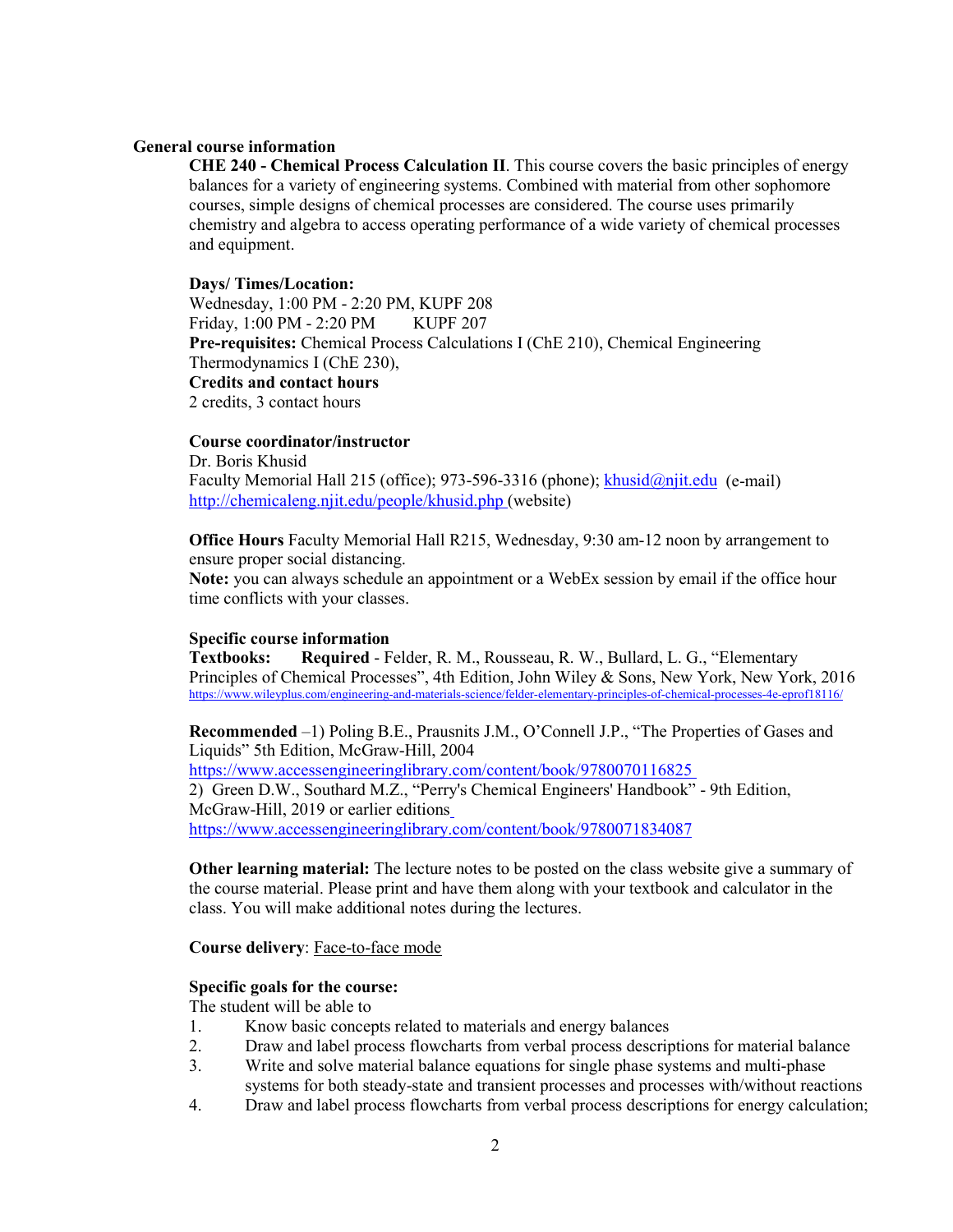## General course information

**CHE 240 - Chemical Process Calculation II**. This course covers the basic principles of energy balances for a variety of engineering systems. Combined with material from other sophomore courses, simple designs of chemical processes are considered. The course uses primarily chemistry and algebra to access operating performance of a wide variety of chemical processes and equipment.

**Days/ Times/Location:**
Wednesday, 1:00 PM - 2:20 PM, KUPF 208
Friday, 1:00 PM - 2:20 PM KUPF 207

**Pre-requisites:** Chemical Process Calculations I (ChE 210), Chemical Engineering Thermodynamics I (ChE 230),

**Credits and contact hours**
2 credits, 3 contact hours

**Course coordinator/instructor**
Dr. Boris Khusid
Faculty Memorial Hall 215 (office); 973-596-3316 (phone); khusid@njit.edu (e-mail)
http://chemicaleng.njit.edu/people/khusid.php (website)

**Office Hours** Faculty Memorial Hall R215, Wednesday, 9:30 am-12 noon by arrangement to ensure proper social distancing.
**Note:** you can always schedule an appointment or a WebEx session by email if the office hour time conflicts with your classes.

**Specific course information**
**Textbooks:** **Required** - Felder, R. M., Rousseau, R. W., Bullard, L. G., "Elementary Principles of Chemical Processes", 4th Edition, John Wiley & Sons, New York, New York, 2016
https://www.wileyplus.com/engineering-and-materials-science/felder-elementary-principles-of-chemical-processes-4e-eprof18116/

**Recommended** –1) Poling B.E., Prausnits J.M., O'Connell J.P., "The Properties of Gases and Liquids" 5th Edition, McGraw-Hill, 2004
https://www.accessengineeringlibrary.com/content/book/9780070116825
2) Green D.W., Southard M.Z., "Perry's Chemical Engineers' Handbook" - 9th Edition, McGraw-Hill, 2019 or earlier editions
https://www.accessengineeringlibrary.com/content/book/9780071834087

**Other learning material:** The lecture notes to be posted on the class website give a summary of the course material. Please print and have them along with your textbook and calculator in the class. You will make additional notes during the lectures.

**Course delivery**: Face-to-face mode

**Specific goals for the course:**
The student will be able to

1. Know basic concepts related to materials and energy balances
2. Draw and label process flowcharts from verbal process descriptions for material balance
3. Write and solve material balance equations for single phase systems and multi-phase systems for both steady-state and transient processes and processes with/without reactions
4. Draw and label process flowcharts from verbal process descriptions for energy calculation;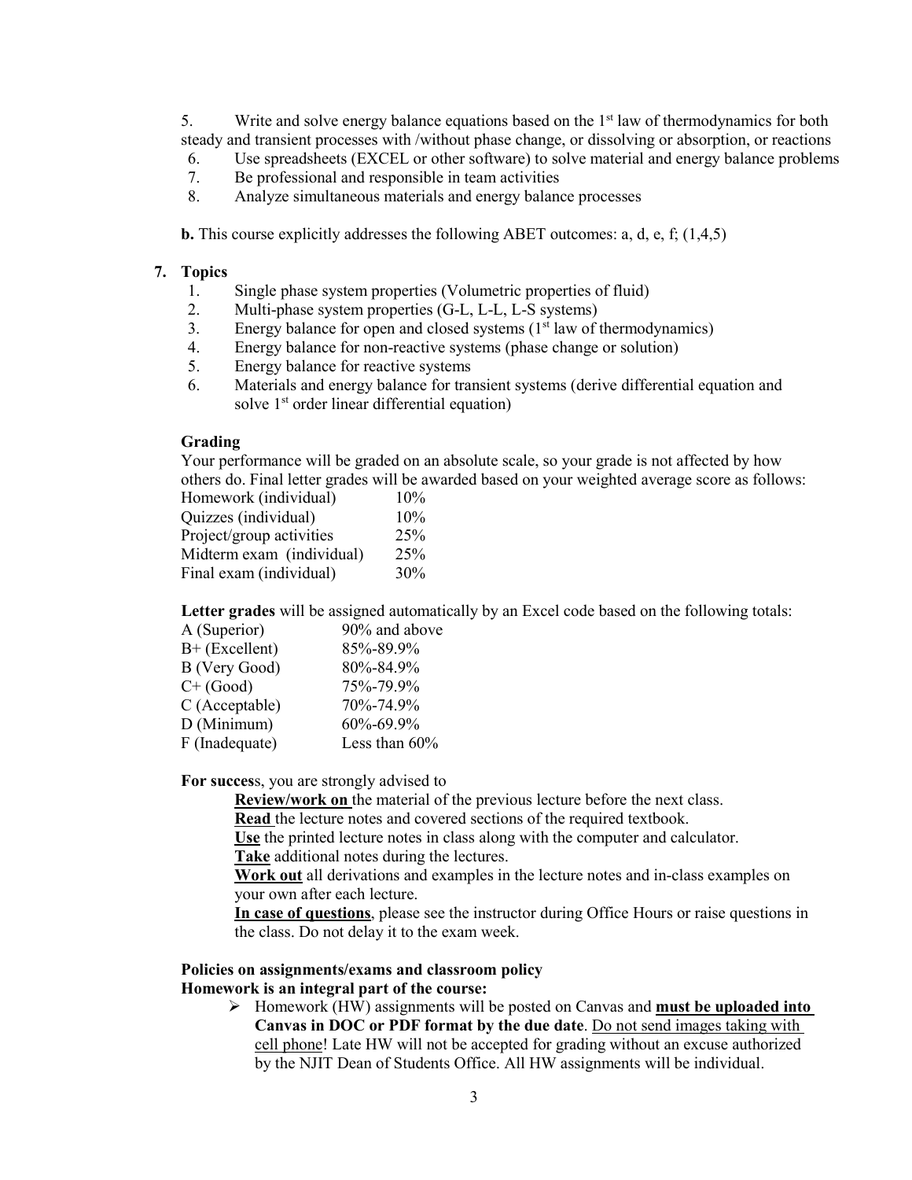5. Write and solve energy balance equations based on the 1st law of thermodynamics for both steady and transient processes with /without phase change, or dissolving or absorption, or reactions
6. Use spreadsheets (EXCEL or other software) to solve material and energy balance problems
7. Be professional and responsible in team activities
8. Analyze simultaneous materials and energy balance processes

**b.** This course explicitly addresses the following ABET outcomes: a, d, e, f; (1,4,5)

## 7. Topics

1. Single phase system properties (Volumetric properties of fluid)
2. Multi-phase system properties (G-L, L-L, L-S systems)
3. Energy balance for open and closed systems (1st law of thermodynamics)
4. Energy balance for non-reactive systems (phase change or solution)
5. Energy balance for reactive systems
6. Materials and energy balance for transient systems (derive differential equation and solve 1st order linear differential equation)

### Grading

Your performance will be graded on an absolute scale, so your grade is not affected by how others do. Final letter grades will be awarded based on your weighted average score as follows:

| | |
|---|---|
| Homework (individual) | 10% |
| Quizzes (individual) | 10% |
| Project/group activities | 25% |
| Midterm exam (individual) | 25% |
| Final exam (individual) | 30% |

**Letter grades** will be assigned automatically by an Excel code based on the following totals:

| | |
|---|---|
| A (Superior) | 90% and above |
| B+ (Excellent) | 85%-89.9% |
| B (Very Good) | 80%-84.9% |
| C+ (Good) | 75%-79.9% |
| C (Acceptable) | 70%-74.9% |
| D (Minimum) | 60%-69.9% |
| F (Inadequate) | Less than 60% |

**For succes**s, you are strongly advised to

**Review/work on** the material of the previous lecture before the next class.
**Read** the lecture notes and covered sections of the required textbook.
**Use** the printed lecture notes in class along with the computer and calculator.
**Take** additional notes during the lectures.
**Work out** all derivations and examples in the lecture notes and in-class examples on your own after each lecture.
**In case of questions**, please see the instructor during Office Hours or raise questions in the class. Do not delay it to the exam week.

### Policies on assignments/exams and classroom policy

**Homework is an integral part of the course:**

- Homework (HW) assignments will be posted on Canvas and **must be uploaded into Canvas in DOC or PDF format by the due date**. Do not send images taking with cell phone! Late HW will not be accepted for grading without an excuse authorized by the NJIT Dean of Students Office. All HW assignments will be individual.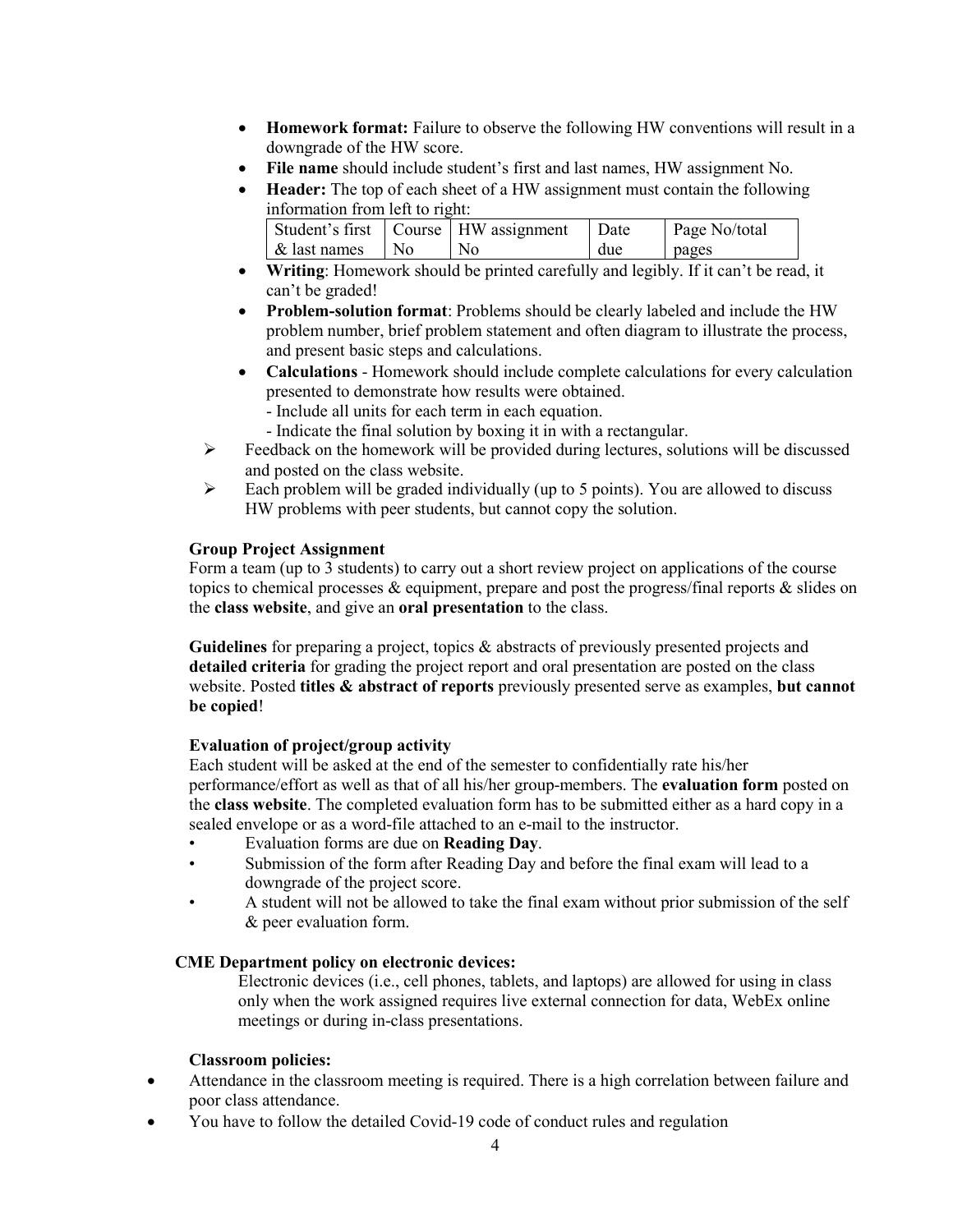- **Homework format:** Failure to observe the following HW conventions will result in a downgrade of the HW score.
- **File name** should include student's first and last names, HW assignment No.
- **Header:** The top of each sheet of a HW assignment must contain the following information from left to right:

| Student's first & last names | Course No | HW assignment No | Date due | Page No/total pages |
|---|---|---|---|---|

- **Writing**: Homework should be printed carefully and legibly. If it can't be read, it can't be graded!
- **Problem-solution format**: Problems should be clearly labeled and include the HW problem number, brief problem statement and often diagram to illustrate the process, and present basic steps and calculations.
- **Calculations** - Homework should include complete calculations for every calculation presented to demonstrate how results were obtained.
  - Include all units for each term in each equation.
  - Indicate the final solution by boxing it in with a rectangular.

➢ Feedback on the homework will be provided during lectures, solutions will be discussed and posted on the class website.

➢ Each problem will be graded individually (up to 5 points). You are allowed to discuss HW problems with peer students, but cannot copy the solution.

**Group Project Assignment**

Form a team (up to 3 students) to carry out a short review project on applications of the course topics to chemical processes & equipment, prepare and post the progress/final reports & slides on the **class website**, and give an **oral presentation** to the class.

**Guidelines** for preparing a project, topics & abstracts of previously presented projects and **detailed criteria** for grading the project report and oral presentation are posted on the class website. Posted **titles & abstract of reports** previously presented serve as examples, **but cannot be copied**!

**Evaluation of project/group activity**

Each student will be asked at the end of the semester to confidentially rate his/her performance/effort as well as that of all his/her group-members. The **evaluation form** posted on the **class website**. The completed evaluation form has to be submitted either as a hard copy in a sealed envelope or as a word-file attached to an e-mail to the instructor.

- Evaluation forms are due on **Reading Day**.
- Submission of the form after Reading Day and before the final exam will lead to a downgrade of the project score.
- A student will not be allowed to take the final exam without prior submission of the self & peer evaluation form.

**CME Department policy on electronic devices:**

Electronic devices (i.e., cell phones, tablets, and laptops) are allowed for using in class only when the work assigned requires live external connection for data, WebEx online meetings or during in-class presentations.

**Classroom policies:**

- Attendance in the classroom meeting is required. There is a high correlation between failure and poor class attendance.
- You have to follow the detailed Covid-19 code of conduct rules and regulation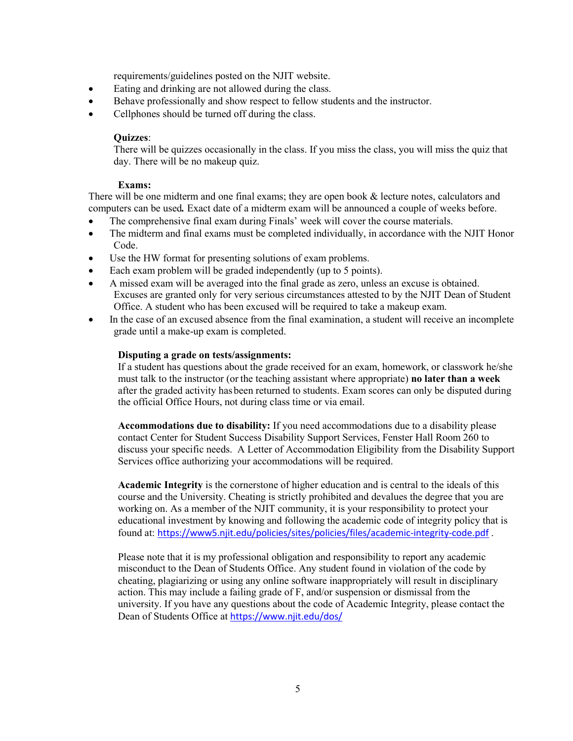requirements/guidelines posted on the NJIT website.

- Eating and drinking are not allowed during the class.
- Behave professionally and show respect to fellow students and the instructor.
- Cellphones should be turned off during the class.

**Quizzes**:
There will be quizzes occasionally in the class. If you miss the class, you will miss the quiz that day. There will be no makeup quiz.

**Exams:**
There will be one midterm and one final exams; they are open book & lecture notes, calculators and computers can be used**.** Exact date of a midterm exam will be announced a couple of weeks before.

- The comprehensive final exam during Finals' week will cover the course materials.
- The midterm and final exams must be completed individually, in accordance with the NJIT Honor Code.
- Use the HW format for presenting solutions of exam problems.
- Each exam problem will be graded independently (up to 5 points).
- A missed exam will be averaged into the final grade as zero, unless an excuse is obtained. Excuses are granted only for very serious circumstances attested to by the NJIT Dean of Student Office. A student who has been excused will be required to take a makeup exam.
- In the case of an excused absence from the final examination, a student will receive an incomplete grade until a make-up exam is completed.

**Disputing a grade on tests/assignments:**
If a student has questions about the grade received for an exam, homework, or classwork he/she must talk to the instructor (or the teaching assistant where appropriate) **no later than a week** after the graded activity has been returned to students. Exam scores can only be disputed during the official Office Hours, not during class time or via email.

**Accommodations due to disability:** If you need accommodations due to a disability please contact Center for Student Success Disability Support Services, Fenster Hall Room 260 to discuss your specific needs. A Letter of Accommodation Eligibility from the Disability Support Services office authorizing your accommodations will be required.

**Academic Integrity** is the cornerstone of higher education and is central to the ideals of this course and the University. Cheating is strictly prohibited and devalues the degree that you are working on. As a member of the NJIT community, it is your responsibility to protect your educational investment by knowing and following the academic code of integrity policy that is found at: https://www5.njit.edu/policies/sites/policies/files/academic-integrity-code.pdf .

Please note that it is my professional obligation and responsibility to report any academic misconduct to the Dean of Students Office. Any student found in violation of the code by cheating, plagiarizing or using any online software inappropriately will result in disciplinary action. This may include a failing grade of F, and/or suspension or dismissal from the university. If you have any questions about the code of Academic Integrity, please contact the Dean of Students Office at https://www.njit.edu/dos/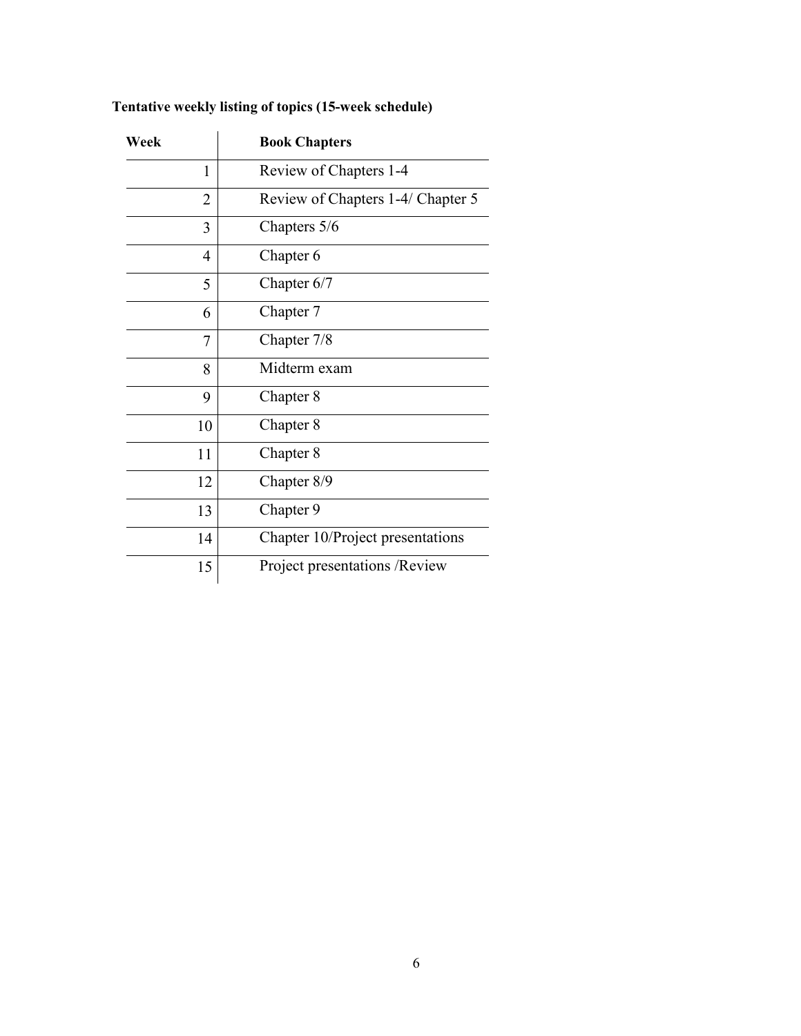**Tentative weekly listing of topics (15-week schedule)**

| Week | Book Chapters |
|---|---|
| 1 | Review of Chapters 1-4 |
| 2 | Review of Chapters 1-4/ Chapter 5 |
| 3 | Chapters 5/6 |
| 4 | Chapter 6 |
| 5 | Chapter 6/7 |
| 6 | Chapter 7 |
| 7 | Chapter 7/8 |
| 8 | Midterm exam |
| 9 | Chapter 8 |
| 10 | Chapter 8 |
| 11 | Chapter 8 |
| 12 | Chapter 8/9 |
| 13 | Chapter 9 |
| 14 | Chapter 10/Project presentations |
| 15 | Project presentations /Review |